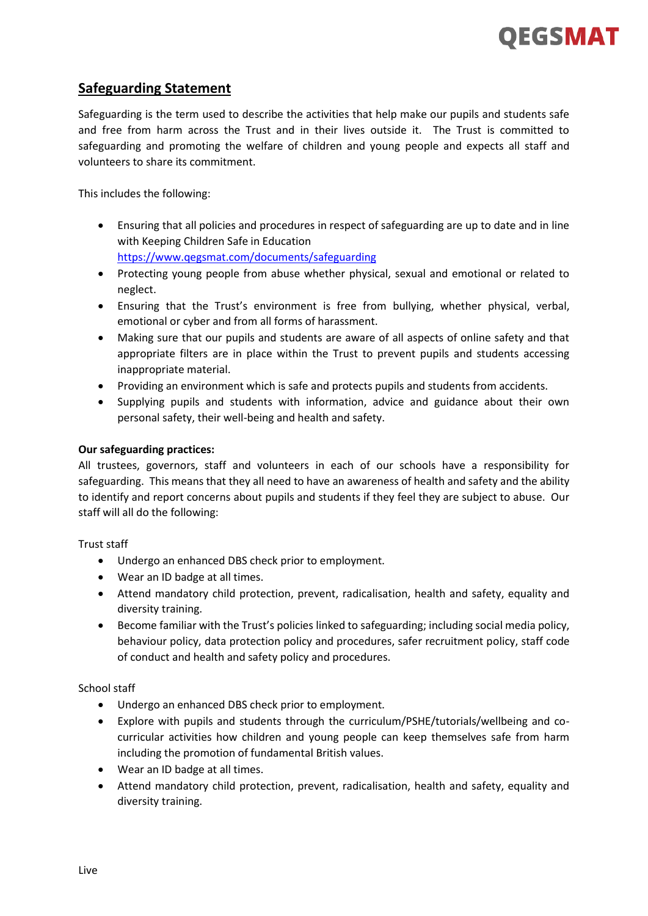## Safeguarding Statement

Safeguarding is the term used to describe the activities that help make our pupils and students safe and free from harm across the Trust and in their lives outside it. The Trust is committed to safeguarding and promoting the welfare of children and young people and expects all staff and volunteers to share its commitment.

This includes the following:

- Ensuring that all policies and procedures in respect of safeguarding are up to date and in line with Keeping Children Safe in Education https://www.qegsmat.com/documents/safeguarding
- Protecting young people from abuse whether physical, sexual and emotional or related to neglect.
- Ensuring that the Trust's environment is free from bullying, whether physical, verbal, emotional or cyber and from all forms of harassment.
- Making sure that our pupils and students are aware of all aspects of online safety and that appropriate filters are in place within the Trust to prevent pupils and students accessing inappropriate material.
- Providing an environment which is safe and protects pupils and students from accidents.
- Supplying pupils and students with information, advice and guidance about their own personal safety, their well-being and health and safety.

**Our safeguarding practices:**
All trustees, governors, staff and volunteers in each of our schools have a responsibility for safeguarding. This means that they all need to have an awareness of health and safety and the ability to identify and report concerns about pupils and students if they feel they are subject to abuse. Our staff will all do the following:

Trust staff

- Undergo an enhanced DBS check prior to employment.
- Wear an ID badge at all times.
- Attend mandatory child protection, prevent, radicalisation, health and safety, equality and diversity training.
- Become familiar with the Trust's policies linked to safeguarding; including social media policy, behaviour policy, data protection policy and procedures, safer recruitment policy, staff code of conduct and health and safety policy and procedures.

School staff

- Undergo an enhanced DBS check prior to employment.
- Explore with pupils and students through the curriculum/PSHE/tutorials/wellbeing and co-curricular activities how children and young people can keep themselves safe from harm including the promotion of fundamental British values.
- Wear an ID badge at all times.
- Attend mandatory child protection, prevent, radicalisation, health and safety, equality and diversity training.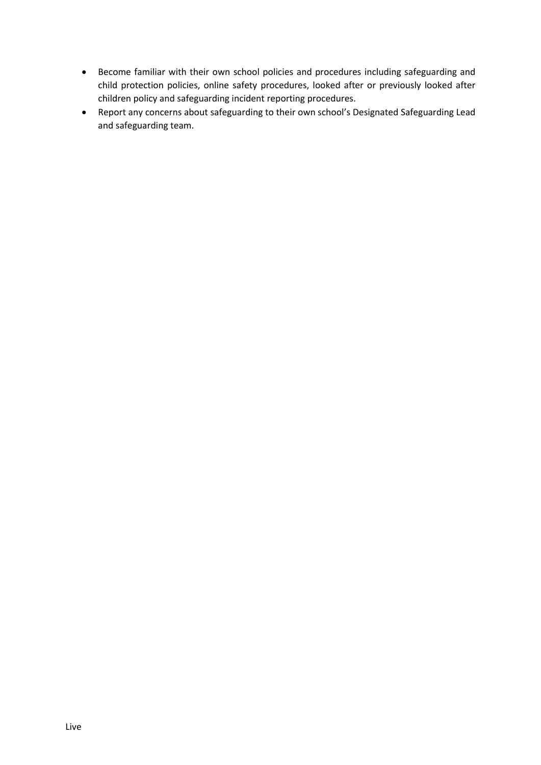- Become familiar with their own school policies and procedures including safeguarding and child protection policies, online safety procedures, looked after or previously looked after children policy and safeguarding incident reporting procedures.
- Report any concerns about safeguarding to their own school's Designated Safeguarding Lead and safeguarding team.